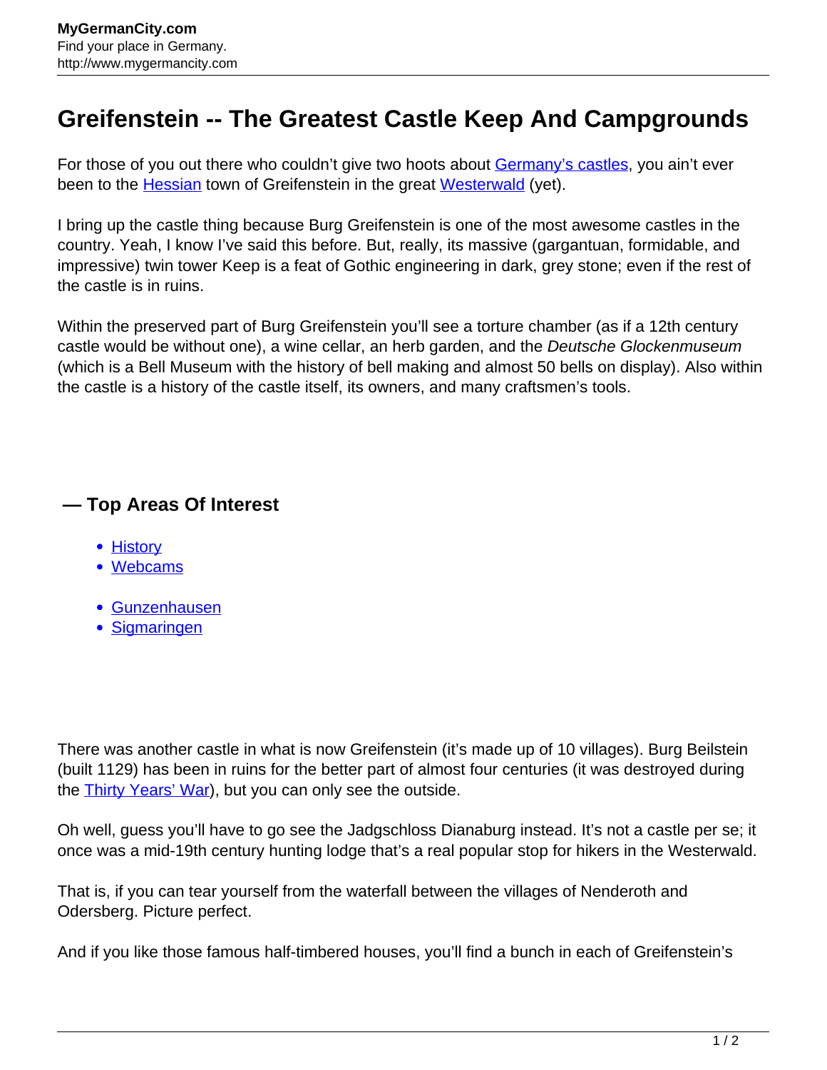# Greifenstein -- The Greatest Castle Keep And Campgrounds

For those of you out there who couldn't give two hoots about Germany's castles, you ain't ever been to the Hessian town of Greifenstein in the great Westerwald (yet).

I bring up the castle thing because Burg Greifenstein is one of the most awesome castles in the country. Yeah, I know I've said this before. But, really, its massive (gargantuan, formidable, and impressive) twin tower Keep is a feat of Gothic engineering in dark, grey stone; even if the rest of the castle is in ruins.

Within the preserved part of Burg Greifenstein you'll see a torture chamber (as if a 12th century castle would be without one), a wine cellar, an herb garden, and the *Deutsche Glockenmuseum* (which is a Bell Museum with the history of bell making and almost 50 bells on display). Also within the castle is a history of the castle itself, its owners, and many craftsmen's tools.

## — Top Areas Of Interest

- History
- Webcams

- Gunzenhausen
- Sigmaringen

There was another castle in what is now Greifenstein (it's made up of 10 villages). Burg Beilstein (built 1129) has been in ruins for the better part of almost four centuries (it was destroyed during the Thirty Years' War), but you can only see the outside.

Oh well, guess you'll have to go see the Jadgschloss Dianaburg instead. It's not a castle per se; it once was a mid-19th century hunting lodge that's a real popular stop for hikers in the Westerwald.

That is, if you can tear yourself from the waterfall between the villages of Nenderoth and Odersberg. Picture perfect.

And if you like those famous half-timbered houses, you'll find a bunch in each of Greifenstein's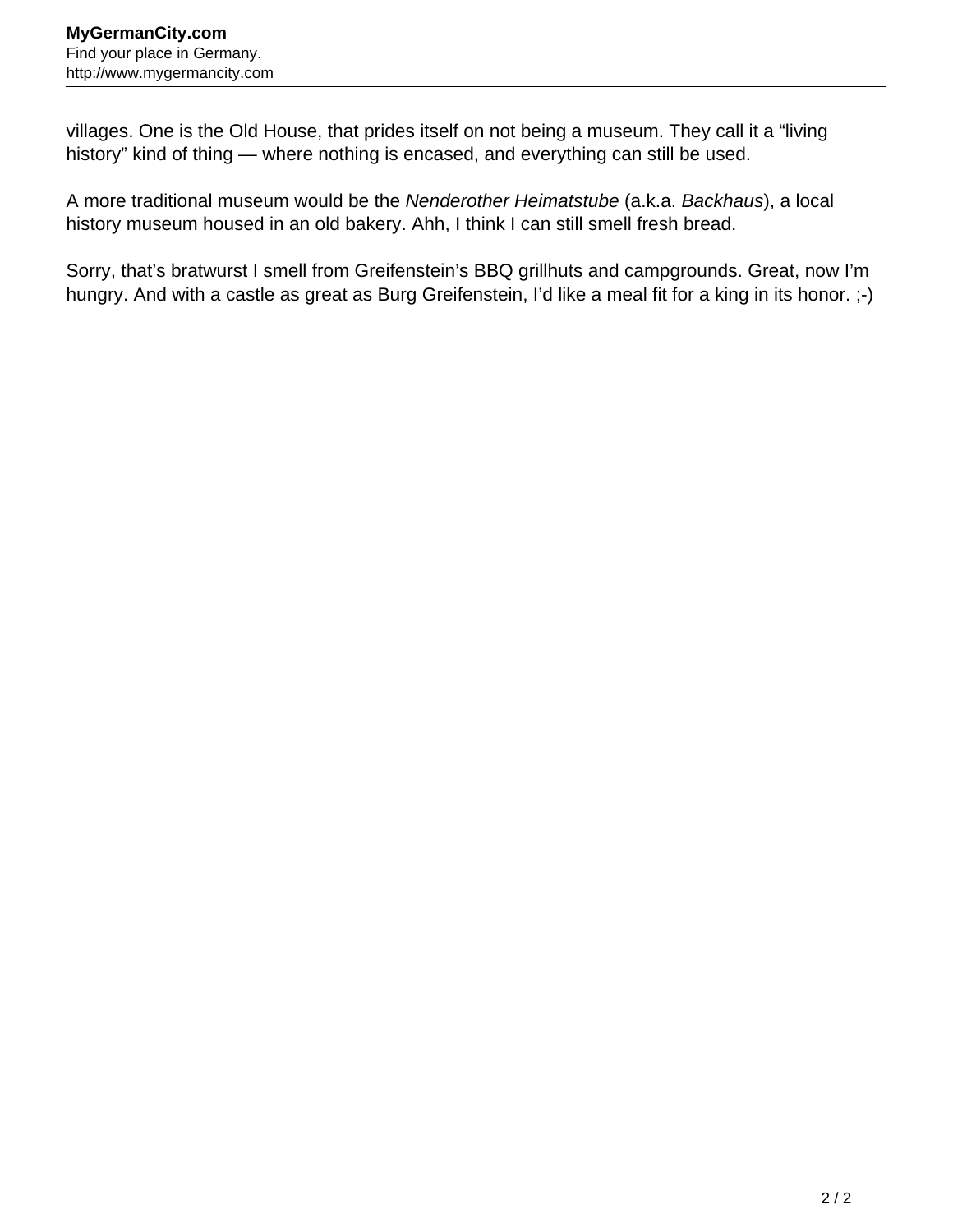villages. One is the Old House, that prides itself on not being a museum. They call it a “living history” kind of thing — where nothing is encased, and everything can still be used.

A more traditional museum would be the *Nenderother Heimatstube* (a.k.a. *Backhaus*), a local history museum housed in an old bakery. Ahh, I think I can still smell fresh bread.

Sorry, that’s bratwurst I smell from Greifenstein’s BBQ grillhuts and campgrounds. Great, now I’m hungry. And with a castle as great as Burg Greifenstein, I’d like a meal fit for a king in its honor. ;-)